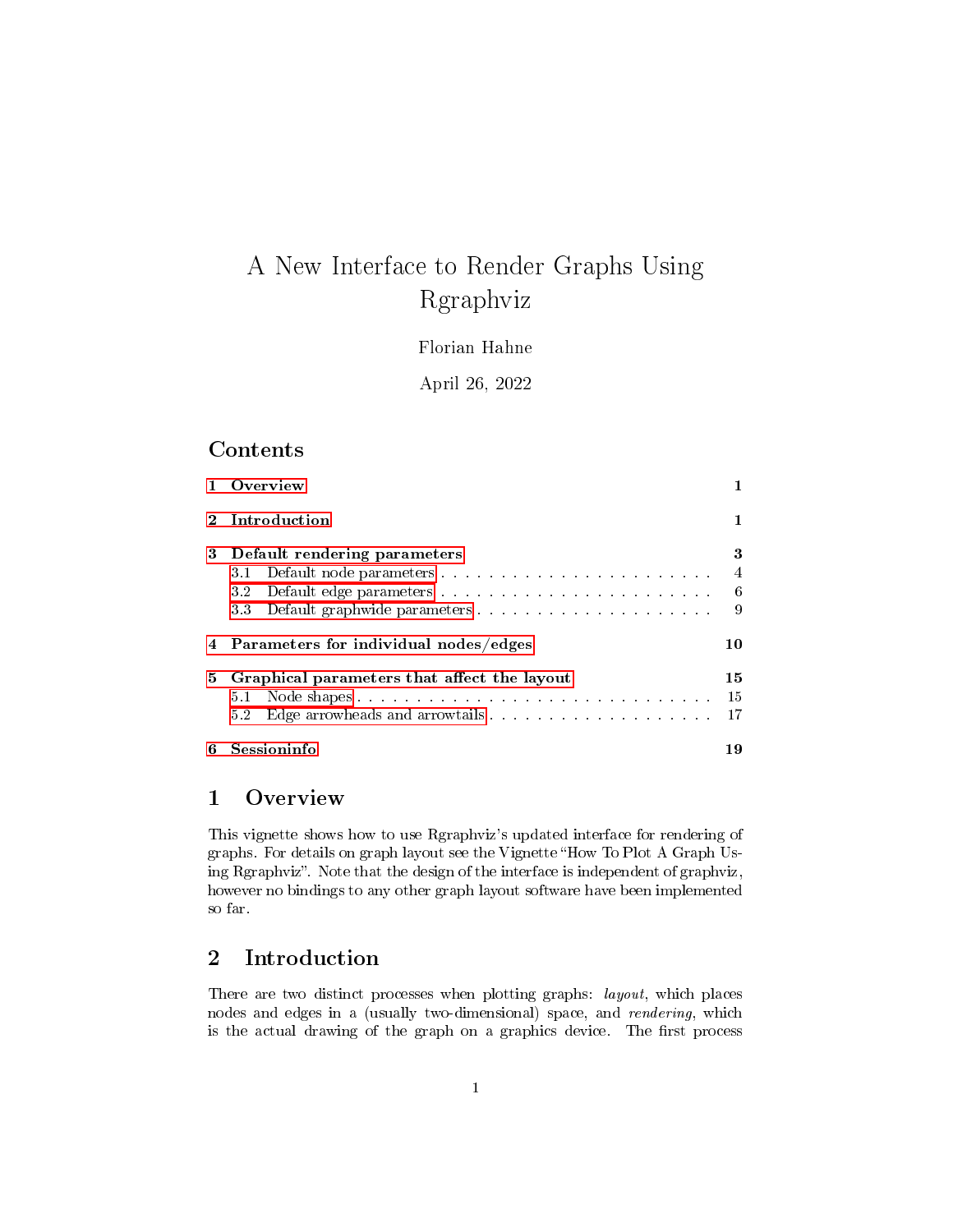# A New Interface to Render Graphs Using Rgraphviz

Florian Hahne

April 26, 2022

## Contents

- 1 Overview — 1
- 2 Introduction — 1
- 3 Default rendering parameters — 3
  - 3.1 Default node parameters — 4
  - 3.2 Default edge parameters — 6
  - 3.3 Default graphwide parameters — 9
- 4 Parameters for individual nodes/edges — 10
- 5 Graphical parameters that affect the layout — 15
  - 5.1 Node shapes — 15
  - 5.2 Edge arrowheads and arrowtails — 17
- 6 Sessioninfo — 19

## 1 Overview

This vignette shows how to use Rgraphviz's updated interface for rendering of graphs. For details on graph layout see the Vignette "How To Plot A Graph Using Rgraphviz". Note that the design of the interface is independent of graphviz, however no bindings to any other graph layout software have been implemented so far.

## 2 Introduction

There are two distinct processes when plotting graphs: *layout*, which places nodes and edges in a (usually two-dimensional) space, and *rendering*, which is the actual drawing of the graph on a graphics device. The first process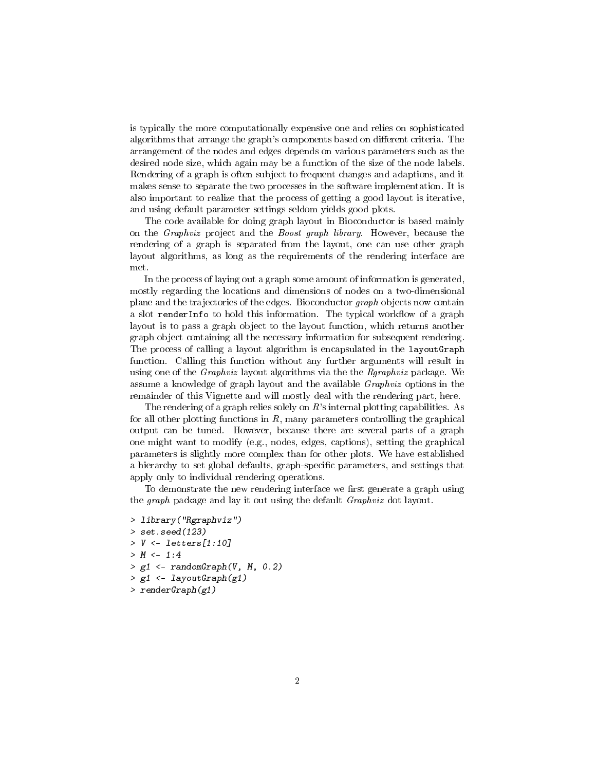is typically the more computationally expensive one and relies on sophisticated algorithms that arrange the graph's components based on different criteria. The arrangement of the nodes and edges depends on various parameters such as the desired node size, which again may be a function of the size of the node labels. Rendering of a graph is often subject to frequent changes and adaptions, and it makes sense to separate the two processes in the software implementation. It is also important to realize that the process of getting a good layout is iterative, and using default parameter settings seldom yields good plots.

The code available for doing graph layout in Bioconductor is based mainly on the *Graphviz* project and the *Boost graph library*. However, because the rendering of a graph is separated from the layout, one can use other graph layout algorithms, as long as the requirements of the rendering interface are met.

In the process of laying out a graph some amount of information is generated, mostly regarding the locations and dimensions of nodes on a two-dimensional plane and the trajectories of the edges. Bioconductor *graph* objects now contain a slot `renderInfo` to hold this information. The typical workflow of a graph layout is to pass a graph object to the layout function, which returns another graph object containing all the necessary information for subsequent rendering. The process of calling a layout algorithm is encapsulated in the `layoutGraph` function. Calling this function without any further arguments will result in using one of the *Graphviz* layout algorithms via the the *Rgraphviz* package. We assume a knowledge of graph layout and the available *Graphviz* options in the remainder of this Vignette and will mostly deal with the rendering part, here.

The rendering of a graph relies solely on *R*'s internal plotting capabilities. As for all other plotting functions in *R*, many parameters controlling the graphical output can be tuned. However, because there are several parts of a graph one might want to modify (e.g., nodes, edges, captions), setting the graphical parameters is slightly more complex than for other plots. We have established a hierarchy to set global defaults, graph-specific parameters, and settings that apply only to individual rendering operations.

To demonstrate the new rendering interface we first generate a graph using the *graph* package and lay it out using the default *Graphviz* dot layout.

```
> library("Rgraphviz")
> set.seed(123)
> V <- letters[1:10]
> M <- 1:4
> g1 <- randomGraph(V, M, 0.2)
> g1 <- layoutGraph(g1)
> renderGraph(g1)
```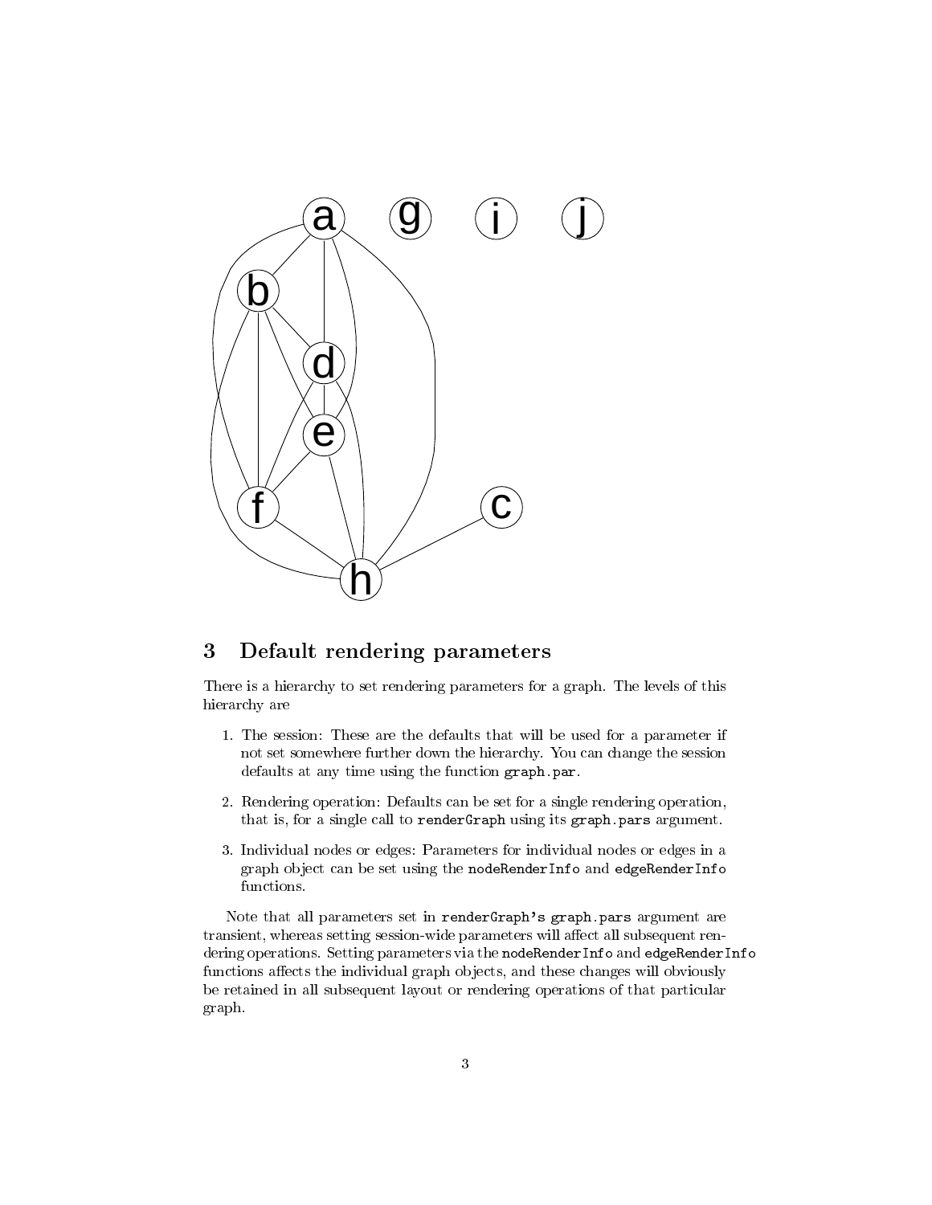## 3 Default rendering parameters

There is a hierarchy to set rendering parameters for a graph. The levels of this hierarchy are

1. The session: These are the defaults that will be used for a parameter if not set somewhere further down the hierarchy. You can change the session defaults at any time using the function `graph.par`.

2. Rendering operation: Defaults can be set for a single rendering operation, that is, for a single call to `renderGraph` using its `graph.pars` argument.

3. Individual nodes or edges: Parameters for individual nodes or edges in a graph object can be set using the `nodeRenderInfo` and `edgeRenderInfo` functions.

Note that all parameters set in `renderGraph`'s `graph.pars` argument are transient, whereas setting session-wide parameters will affect all subsequent rendering operations. Setting parameters via the `nodeRenderInfo` and `edgeRenderInfo` functions affects the individual graph objects, and these changes will obviously be retained in all subsequent layout or rendering operations of that particular graph.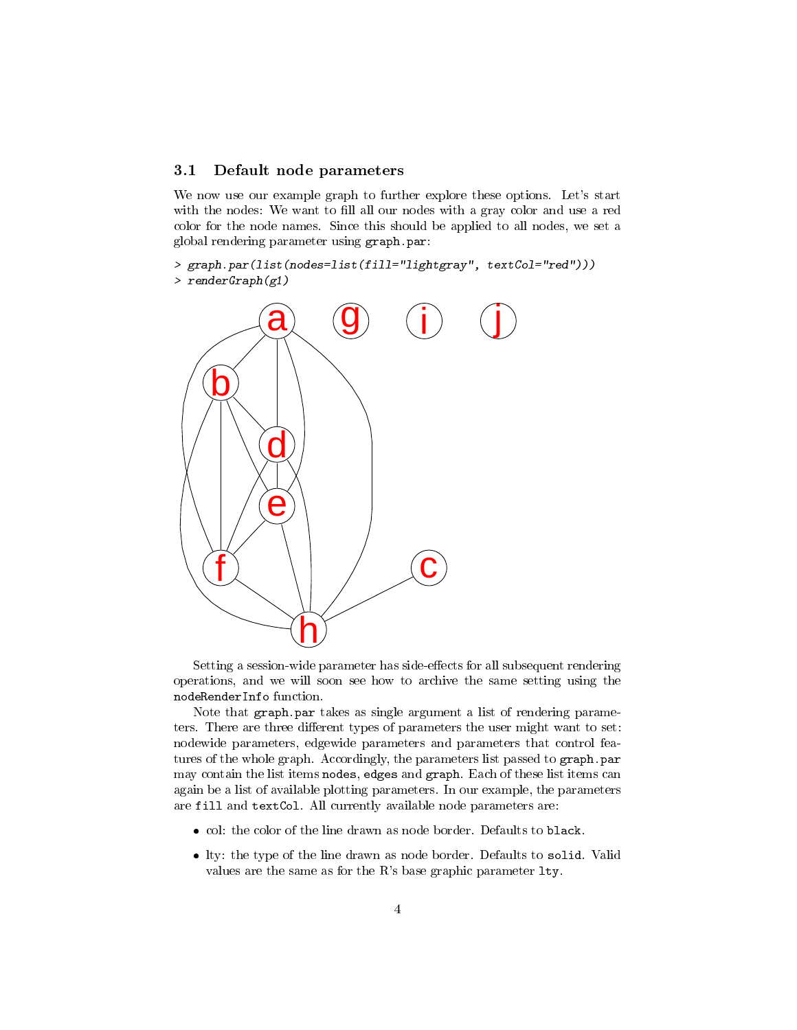### 3.1 Default node parameters

We now use our example graph to further explore these options. Let's start with the nodes: We want to fill all our nodes with a gray color and use a red color for the node names. Since this should be applied to all nodes, we set a global rendering parameter using `graph.par`:

```
> graph.par(list(nodes=list(fill="lightgray", textCol="red")))
> renderGraph(g1)
```

Setting a session-wide parameter has side-effects for all subsequent rendering operations, and we will soon see how to archive the same setting using the `nodeRenderInfo` function.

Note that `graph.par` takes as single argument a list of rendering parameters. There are three different types of parameters the user might want to set: nodewide parameters, edgewide parameters and parameters that control features of the whole graph. Accordingly, the parameters list passed to `graph.par` may contain the list items `nodes`, `edges` and `graph`. Each of these list items can again be a list of available plotting parameters. In our example, the parameters are `fill` and `textCol`. All currently available node parameters are:

- col: the color of the line drawn as node border. Defaults to `black`.
- lty: the type of the line drawn as node border. Defaults to `solid`. Valid values are the same as for the R's base graphic parameter `lty`.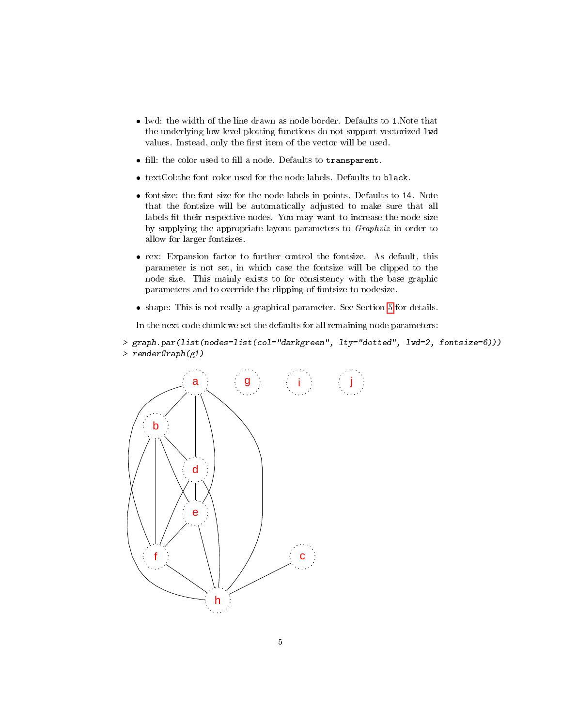- lwd: the width of the line drawn as node border. Defaults to `1`.Note that the underlying low level plotting functions do not support vectorized `lwd` values. Instead, only the first item of the vector will be used.
- fill: the color used to fill a node. Defaults to `transparent`.
- textCol:the font color used for the node labels. Defaults to `black`.
- fontsize: the font size for the node labels in points. Defaults to `14`. Note that the fontsize will be automatically adjusted to make sure that all labels fit their respective nodes. You may want to increase the node size by supplying the appropriate layout parameters to *Graphviz* in order to allow for larger fontsizes.
- cex: Expansion factor to further control the fontsize. As default, this parameter is not set, in which case the fontsize will be clipped to the node size. This mainly exists to for consistency with the base graphic parameters and to override the clipping of fontsize to nodesize.
- shape: This is not really a graphical parameter. See Section 5 for details.

In the next code chunk we set the defaults for all remaining node parameters:

```
> graph.par(list(nodes=list(col="darkgreen", lty="dotted", lwd=2, fontsize=6)))
> renderGraph(g1)
```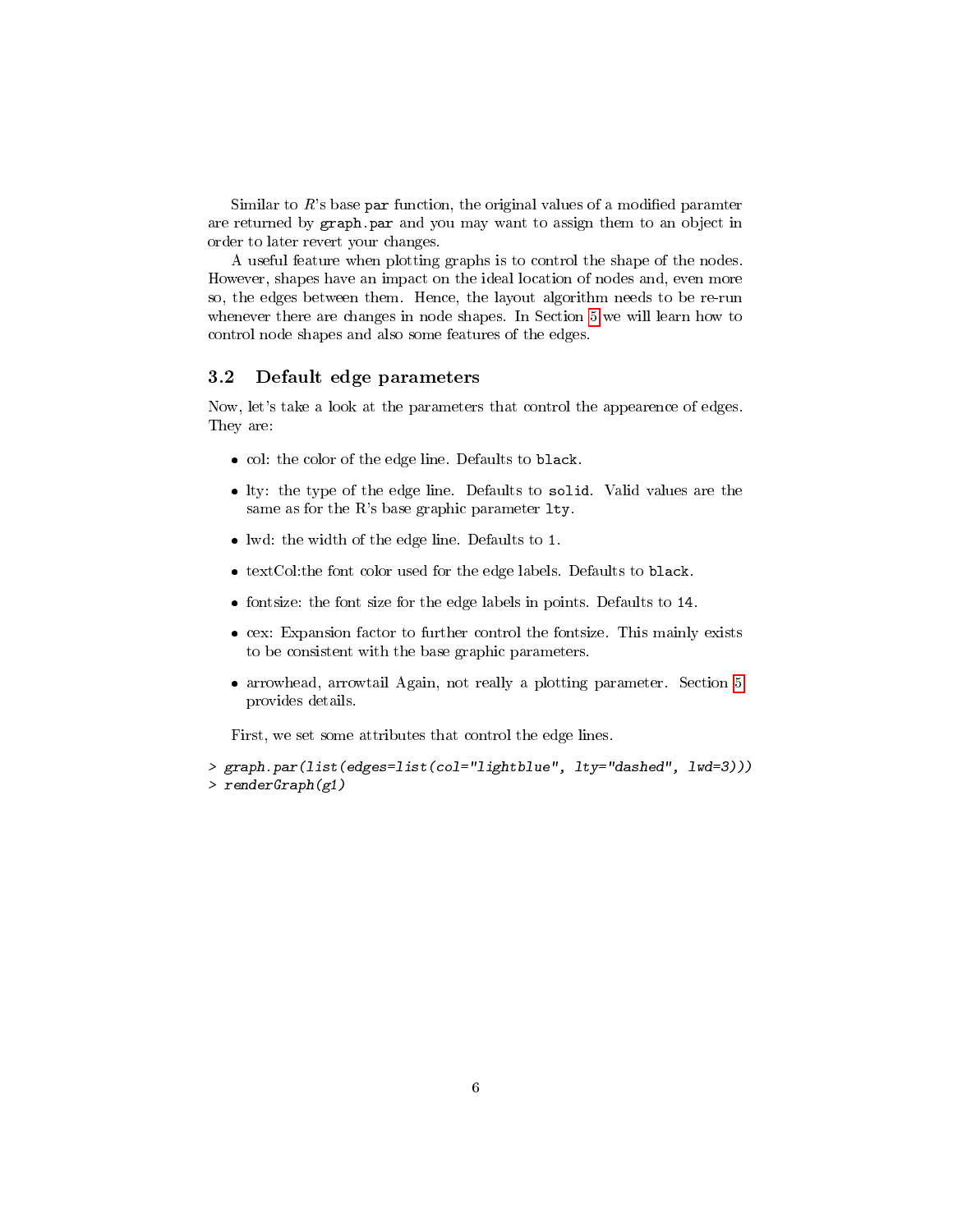Similar to *R*'s base `par` function, the original values of a modified paramter are returned by `graph.par` and you may want to assign them to an object in order to later revert your changes.

A useful feature when plotting graphs is to control the shape of the nodes. However, shapes have an impact on the ideal location of nodes and, even more so, the edges between them. Hence, the layout algorithm needs to be re-run whenever there are changes in node shapes. In Section 5 we will learn how to control node shapes and also some features of the edges.

### 3.2 Default edge parameters

Now, let's take a look at the parameters that control the appearence of edges. They are:

- col: the color of the edge line. Defaults to `black`.
- lty: the type of the edge line. Defaults to `solid`. Valid values are the same as for the R's base graphic parameter `lty`.
- lwd: the width of the edge line. Defaults to `1`.
- textCol:the font color used for the edge labels. Defaults to `black`.
- fontsize: the font size for the edge labels in points. Defaults to `14`.
- cex: Expansion factor to further control the fontsize. This mainly exists to be consistent with the base graphic parameters.
- arrowhead, arrowtail Again, not really a plotting parameter. Section 5 provides details.

First, we set some attributes that control the edge lines.

```
> graph.par(list(edges=list(col="lightblue", lty="dashed", lwd=3)))
> renderGraph(g1)
```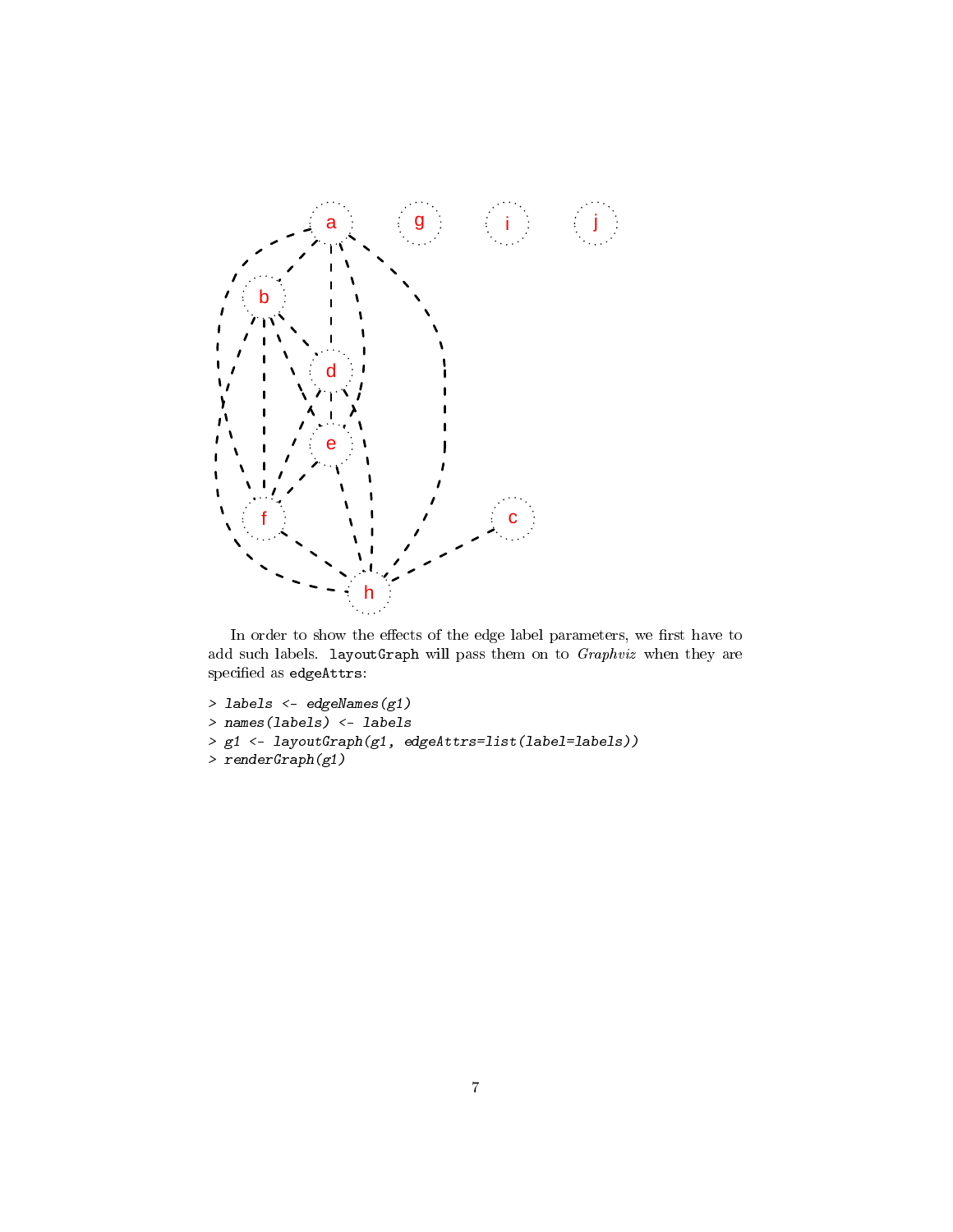In order to show the effects of the edge label parameters, we first have to add such labels. `layoutGraph` will pass them on to *Graphviz* when they are specified as `edgeAttrs`:

```
> labels <- edgeNames(g1)
> names(labels) <- labels
> g1 <- layoutGraph(g1, edgeAttrs=list(label=labels))
> renderGraph(g1)
```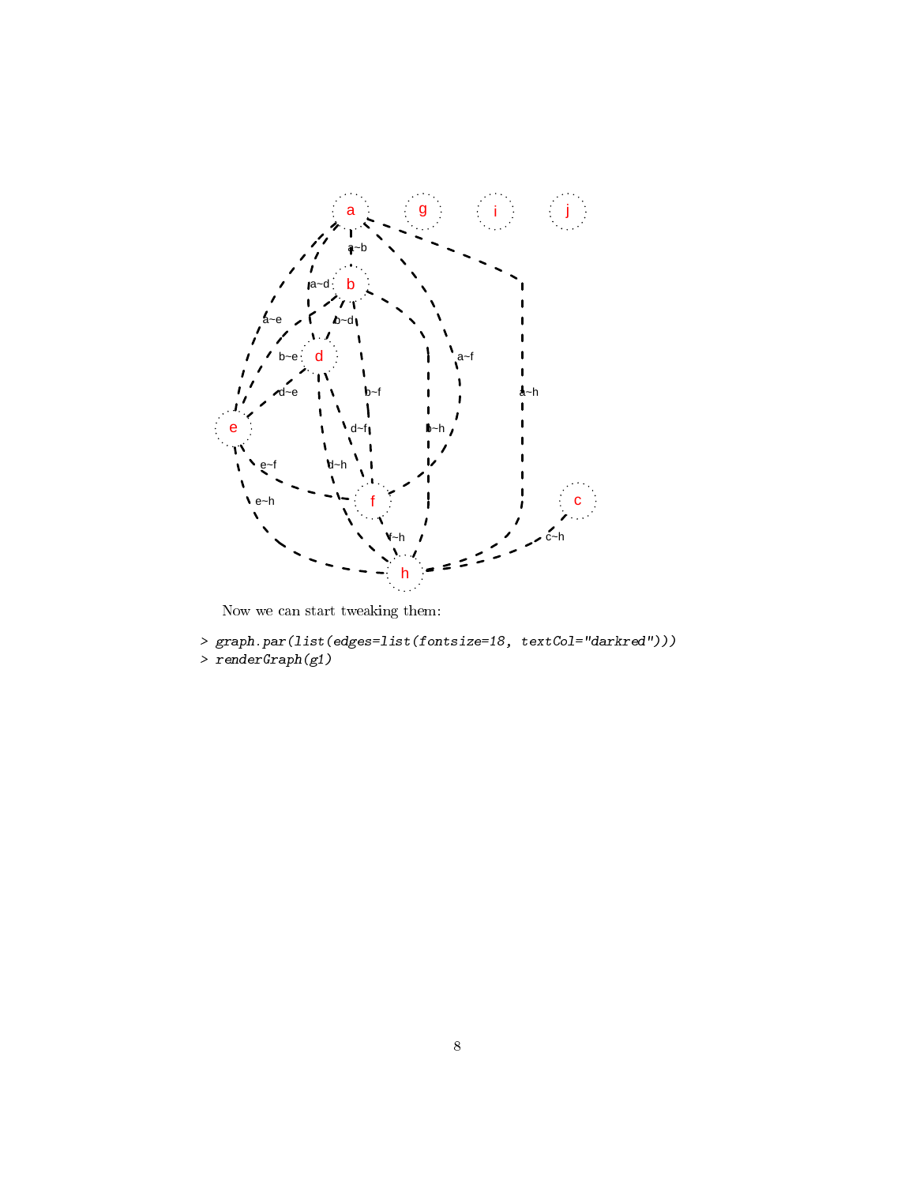Now we can start tweaking them:

```
> graph.par(list(edges=list(fontsize=18, textCol="darkred")))
> renderGraph(g1)
```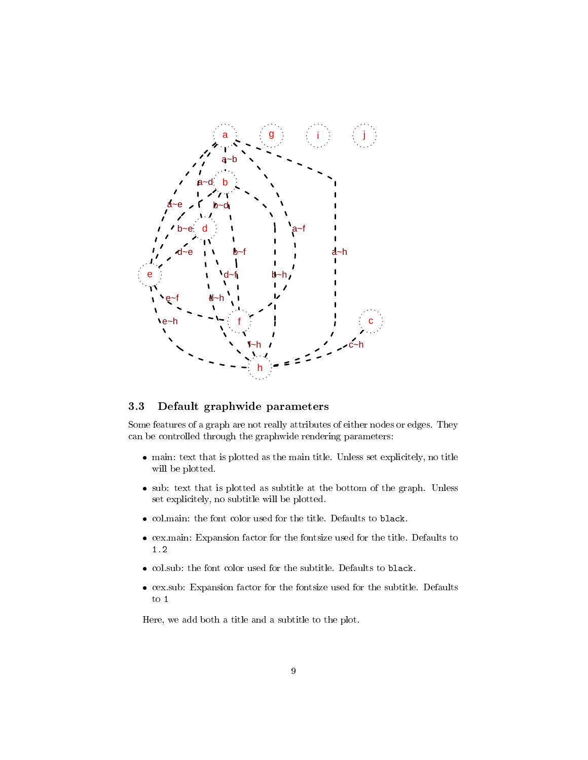### 3.3 Default graphwide parameters

Some features of a graph are not really attributes of either nodes or edges. They can be controlled through the graphwide rendering parameters:

- main: text that is plotted as the main title. Unless set explicitely, no title will be plotted.
- sub: text that is plotted as subtitle at the bottom of the graph. Unless set explicitely, no subtitle will be plotted.
- col.main: the font color used for the title. Defaults to `black`.
- cex.main: Expansion factor for the fontsize used for the title. Defaults to `1.2`
- col.sub: the font color used for the subtitle. Defaults to `black`.
- cex.sub: Expansion factor for the fontsize used for the subtitle. Defaults to `1`

Here, we add both a title and a subtitle to the plot.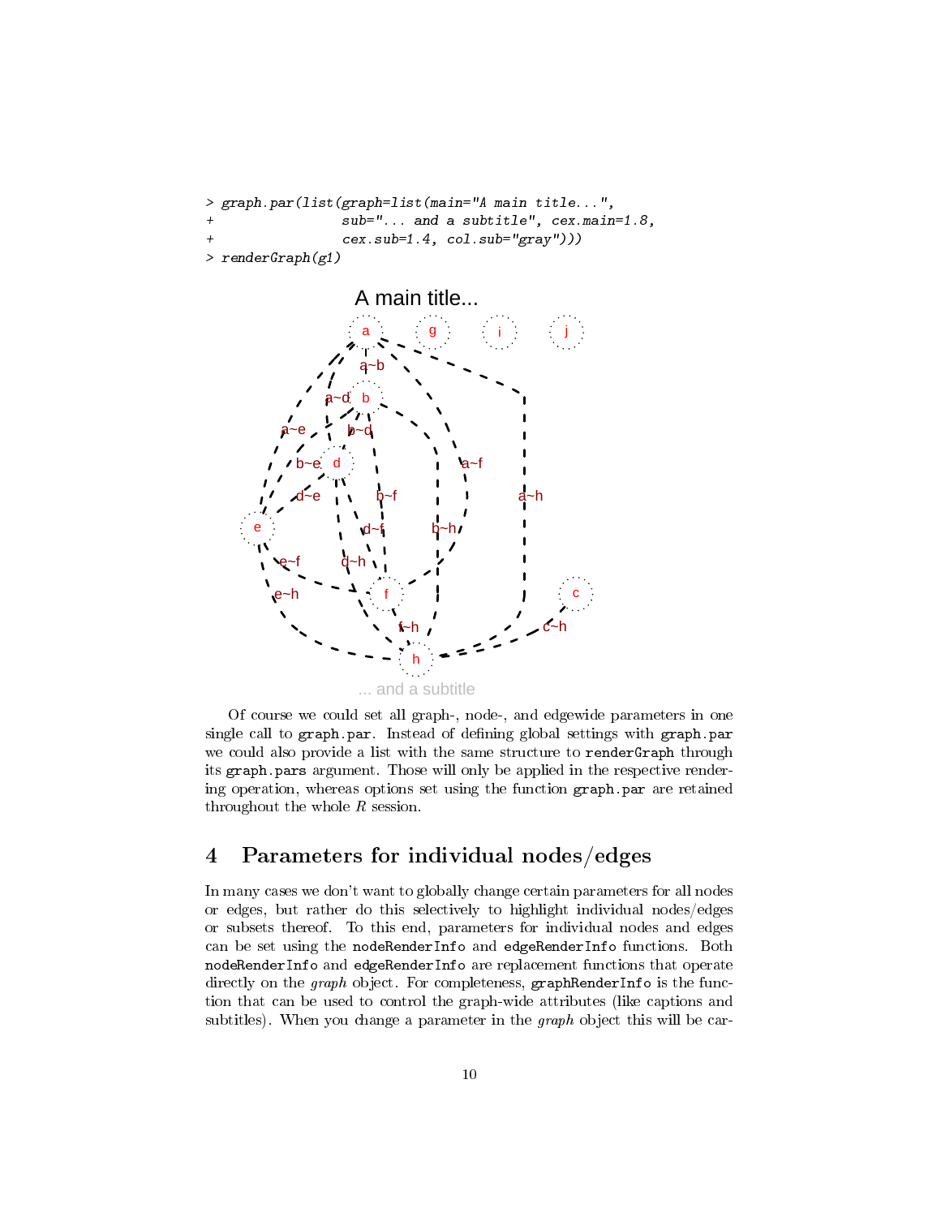```
> graph.par(list(graph=list(main="A main title...",
+               sub="... and a subtitle", cex.main=1.8,
+               cex.sub=1.4, col.sub="gray")))
> renderGraph(g1)
```

Of course we could set all graph-, node-, and edgewide parameters in one single call to `graph.par`. Instead of defining global settings with `graph.par` we could also provide a list with the same structure to `renderGraph` through its `graph.pars` argument. Those will only be applied in the respective rendering operation, whereas options set using the function `graph.par` are retained throughout the whole *R* session.

## 4 Parameters for individual nodes/edges

In many cases we don't want to globally change certain parameters for all nodes or edges, but rather do this selectively to highlight individual nodes/edges or subsets thereof. To this end, parameters for individual nodes and edges can be set using the `nodeRenderInfo` and `edgeRenderInfo` functions. Both `nodeRenderInfo` and `edgeRenderInfo` are replacement functions that operate directly on the *graph* object. For completeness, `graphRenderInfo` is the function that can be used to control the graph-wide attributes (like captions and subtitles). When you change a parameter in the *graph* object this will be car-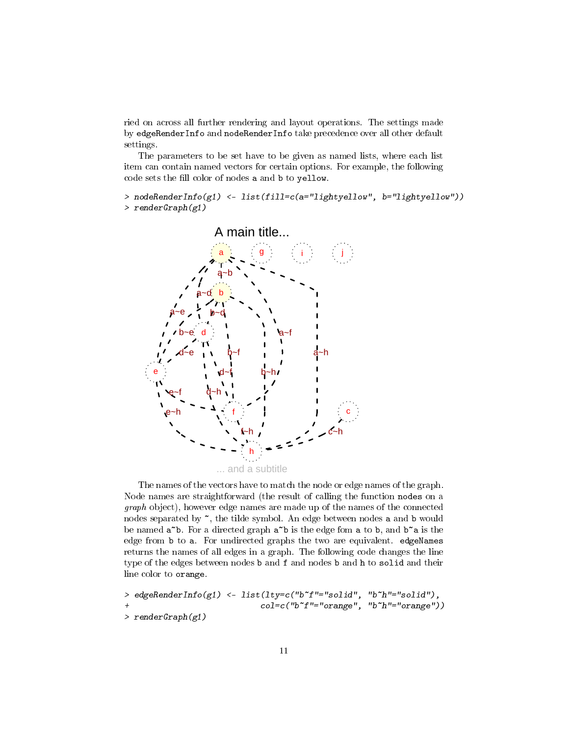ried on across all further rendering and layout operations. The settings made by `edgeRenderInfo` and `nodeRenderInfo` take precedence over all other default settings.

The parameters to be set have to be given as named lists, where each list item can contain named vectors for certain options. For example, the following code sets the fill color of nodes a and b to yellow.

```
> nodeRenderInfo(g1) <- list(fill=c(a="lightyellow", b="lightyellow"))
> renderGraph(g1)
```

The names of the vectors have to match the node or edge names of the graph. Node names are straightforward (the result of calling the function `nodes` on a *graph* object), however edge names are made up of the names of the connected nodes separated by `~`, the tilde symbol. An edge between nodes a and b would be named `a~b`. For a directed graph `a~b` is the edge fom a to b, and `b~a` is the edge from b to a. For undirected graphs the two are equivalent. `edgeNames` returns the names of all edges in a graph. The following code changes the line type of the edges between nodes b and f and nodes b and h to solid and their line color to orange.

```
> edgeRenderInfo(g1) <- list(lty=c("b~f"="solid", "b~h"="solid"),
+                            col=c("b~f"="orange", "b~h"="orange"))
> renderGraph(g1)
```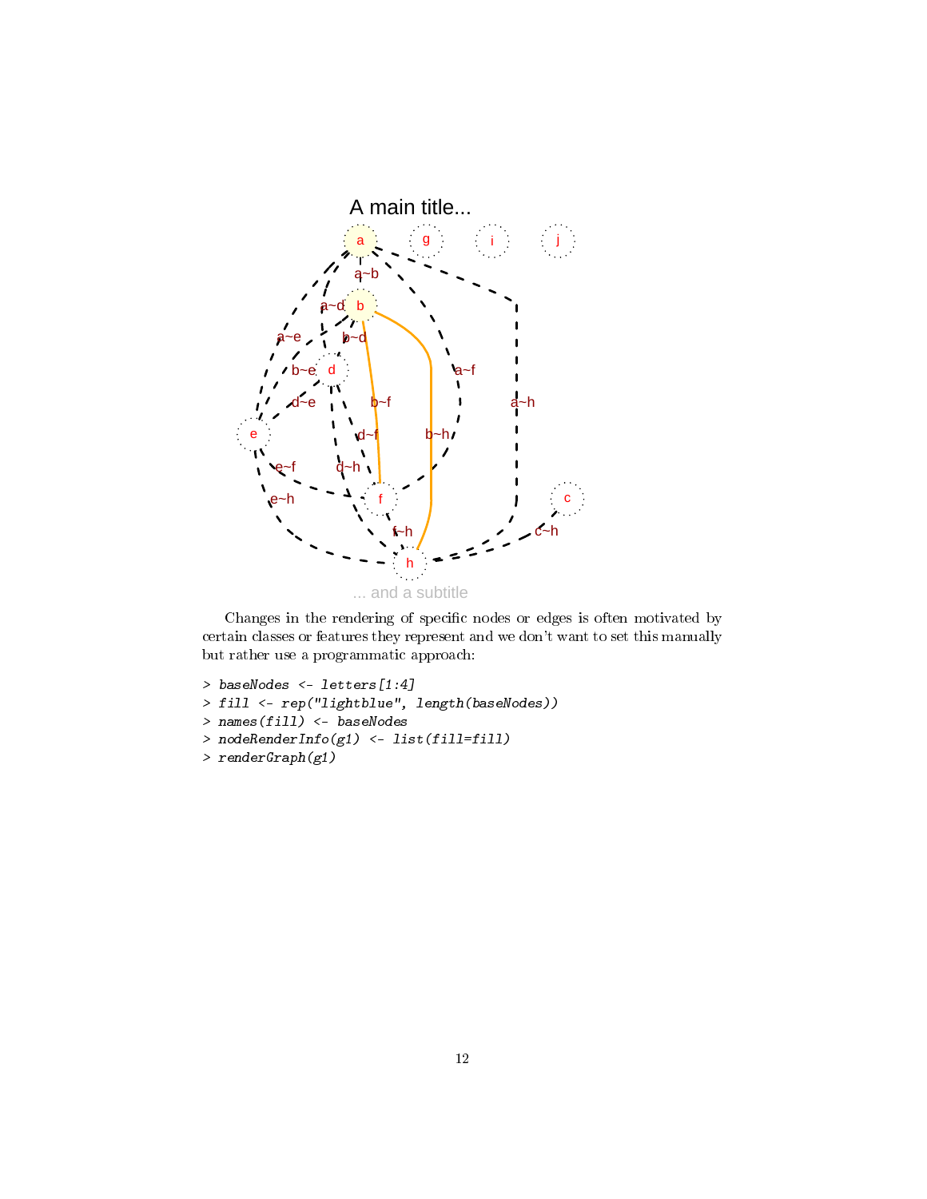Changes in the rendering of specific nodes or edges is often motivated by certain classes or features they represent and we don't want to set this manually but rather use a programmatic approach:

```
> baseNodes <- letters[1:4]
> fill <- rep("lightblue", length(baseNodes))
> names(fill) <- baseNodes
> nodeRenderInfo(g1) <- list(fill=fill)
> renderGraph(g1)
```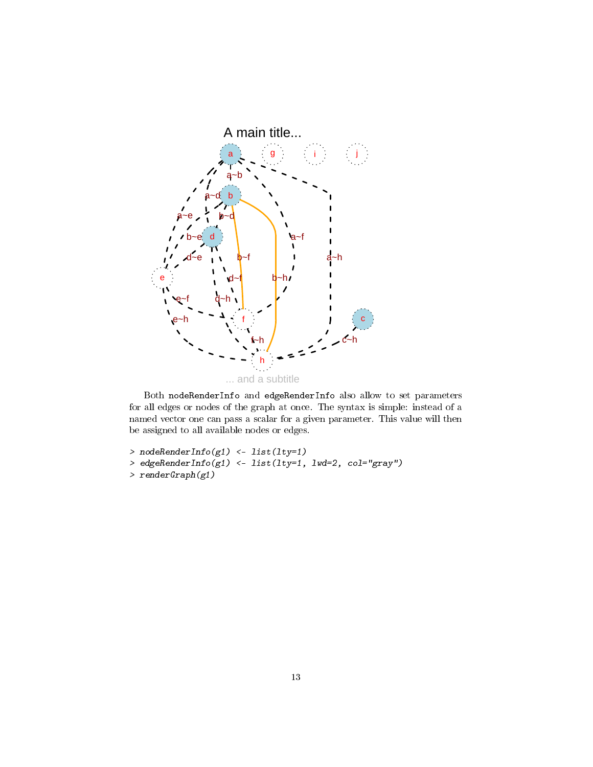Both `nodeRenderInfo` and `edgeRenderInfo` also allow to set parameters for all edges or nodes of the graph at once. The syntax is simple: instead of a named vector one can pass a scalar for a given parameter. This value will then be assigned to all available nodes or edges.

```
> nodeRenderInfo(g1) <- list(lty=1)
> edgeRenderInfo(g1) <- list(lty=1, lwd=2, col="gray")
> renderGraph(g1)
```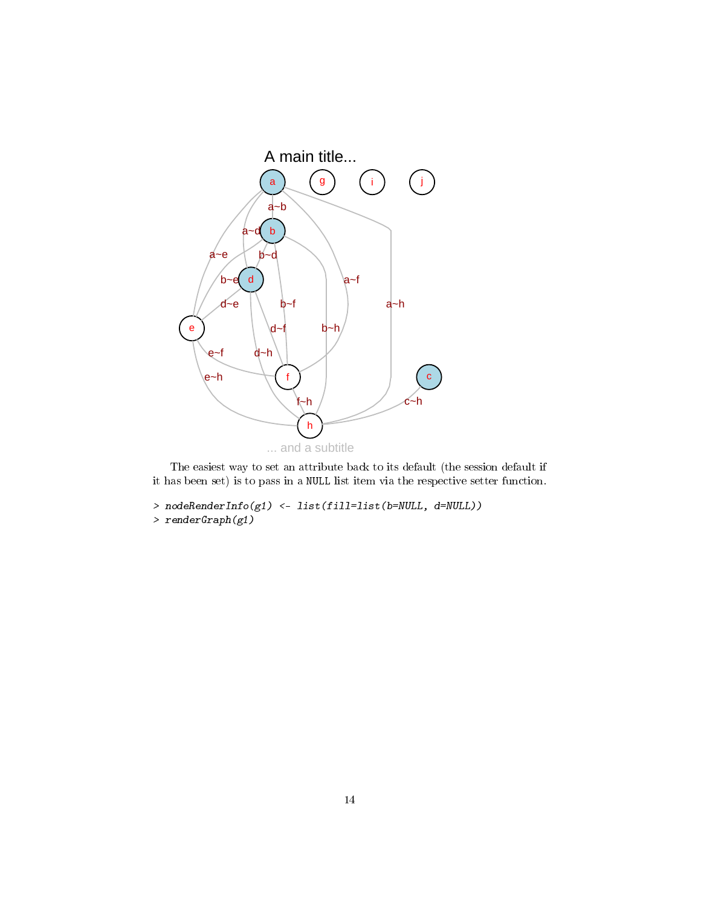The easiest way to set an attribute back to its default (the session default if it has been set) is to pass in a NULL list item via the respective setter function.

```
> nodeRenderInfo(g1) <- list(fill=list(b=NULL, d=NULL))
> renderGraph(g1)
```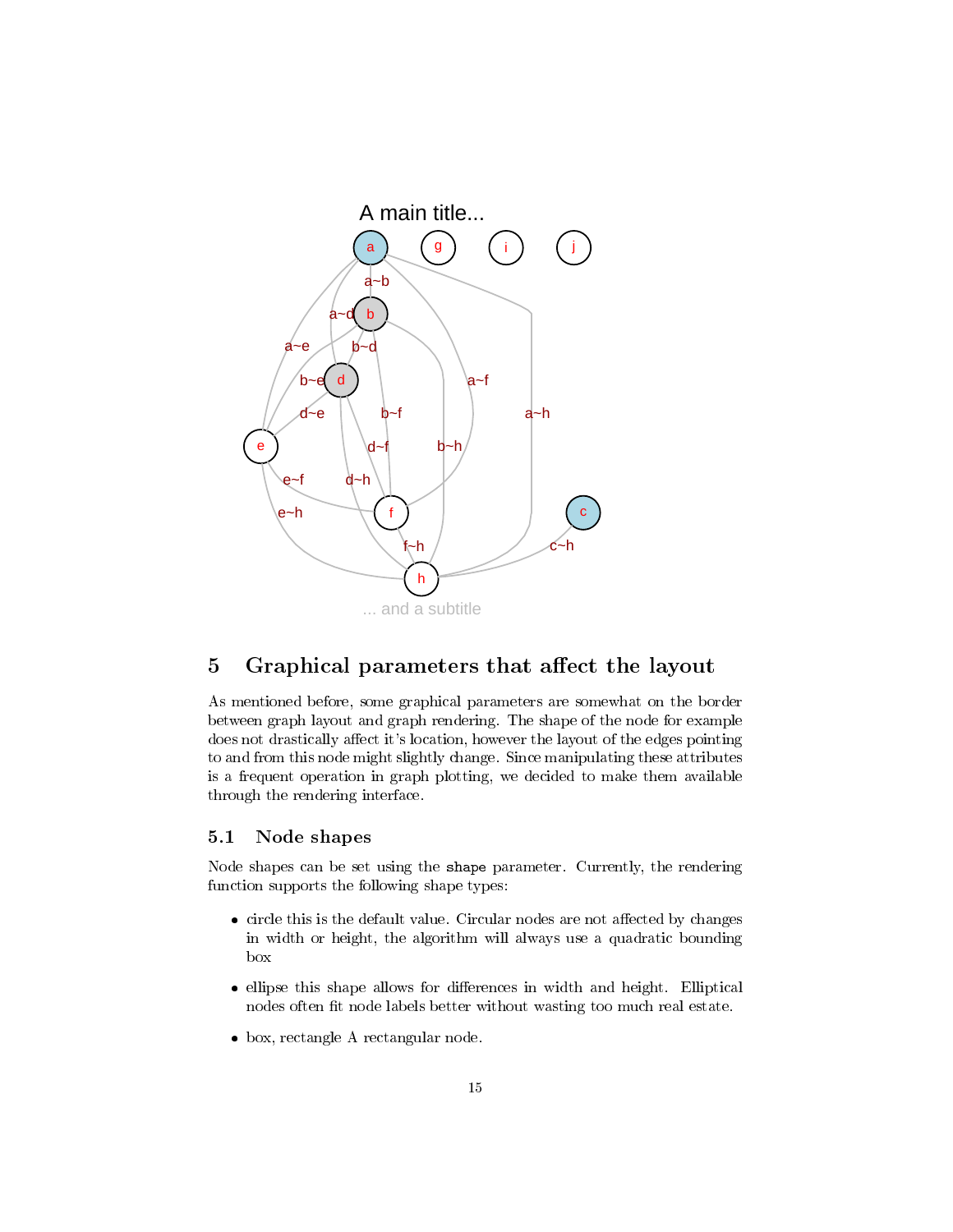## 5 Graphical parameters that affect the layout

As mentioned before, some graphical parameters are somewhat on the border between graph layout and graph rendering. The shape of the node for example does not drastically affect it's location, however the layout of the edges pointing to and from this node might slightly change. Since manipulating these attributes is a frequent operation in graph plotting, we decided to make them available through the rendering interface.

### 5.1 Node shapes

Node shapes can be set using the `shape` parameter. Currently, the rendering function supports the following shape types:

- circle this is the default value. Circular nodes are not affected by changes in width or height, the algorithm will always use a quadratic bounding box
- ellipse this shape allows for differences in width and height. Elliptical nodes often fit node labels better without wasting too much real estate.
- box, rectangle A rectangular node.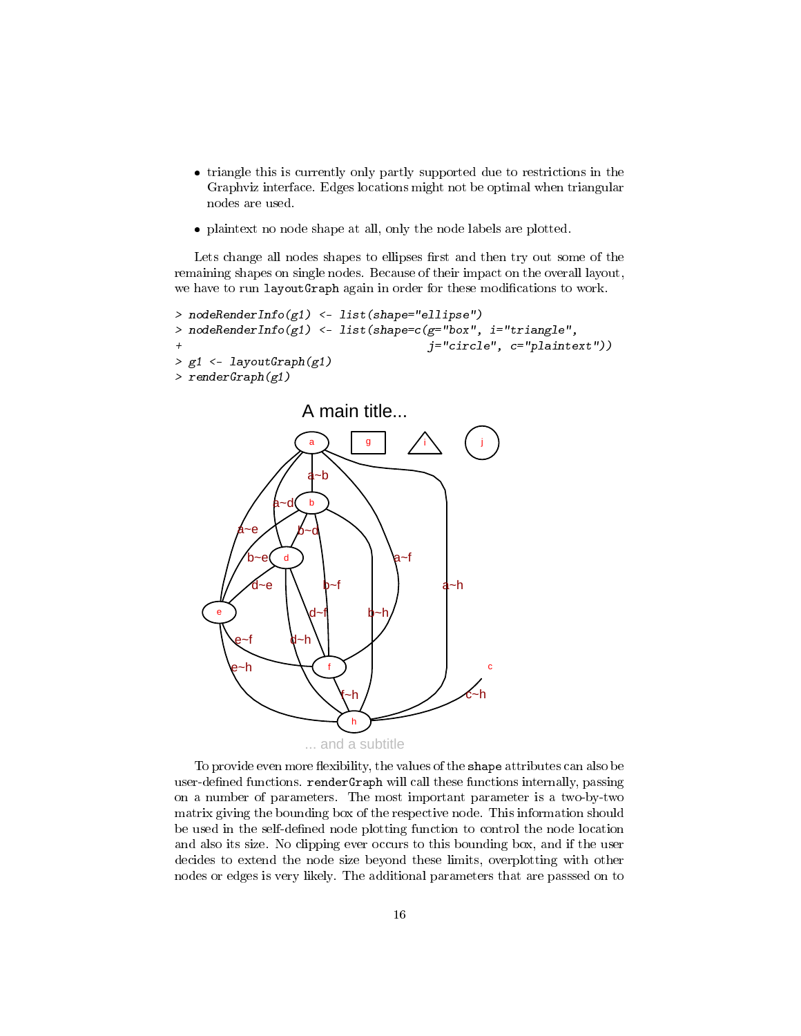- triangle this is currently only partly supported due to restrictions in the Graphviz interface. Edges locations might not be optimal when triangular nodes are used.
- plaintext no node shape at all, only the node labels are plotted.

Lets change all nodes shapes to ellipses first and then try out some of the remaining shapes on single nodes. Because of their impact on the overall layout, we have to run `layoutGraph` again in order for these modifications to work.

```
> nodeRenderInfo(g1) <- list(shape="ellipse")
> nodeRenderInfo(g1) <- list(shape=c(g="box", i="triangle",
+                                    j="circle", c="plaintext"))
> g1 <- layoutGraph(g1)
> renderGraph(g1)
```

To provide even more flexibility, the values of the `shape` attributes can also be user-defined functions. `renderGraph` will call these functions internally, passing on a number of parameters. The most important parameter is a two-by-two matrix giving the bounding box of the respective node. This information should be used in the self-defined node plotting function to control the node location and also its size. No clipping ever occurs to this bounding box, and if the user decides to extend the node size beyond these limits, overplotting with other nodes or edges is very likely. The additional parameters that are passsed on to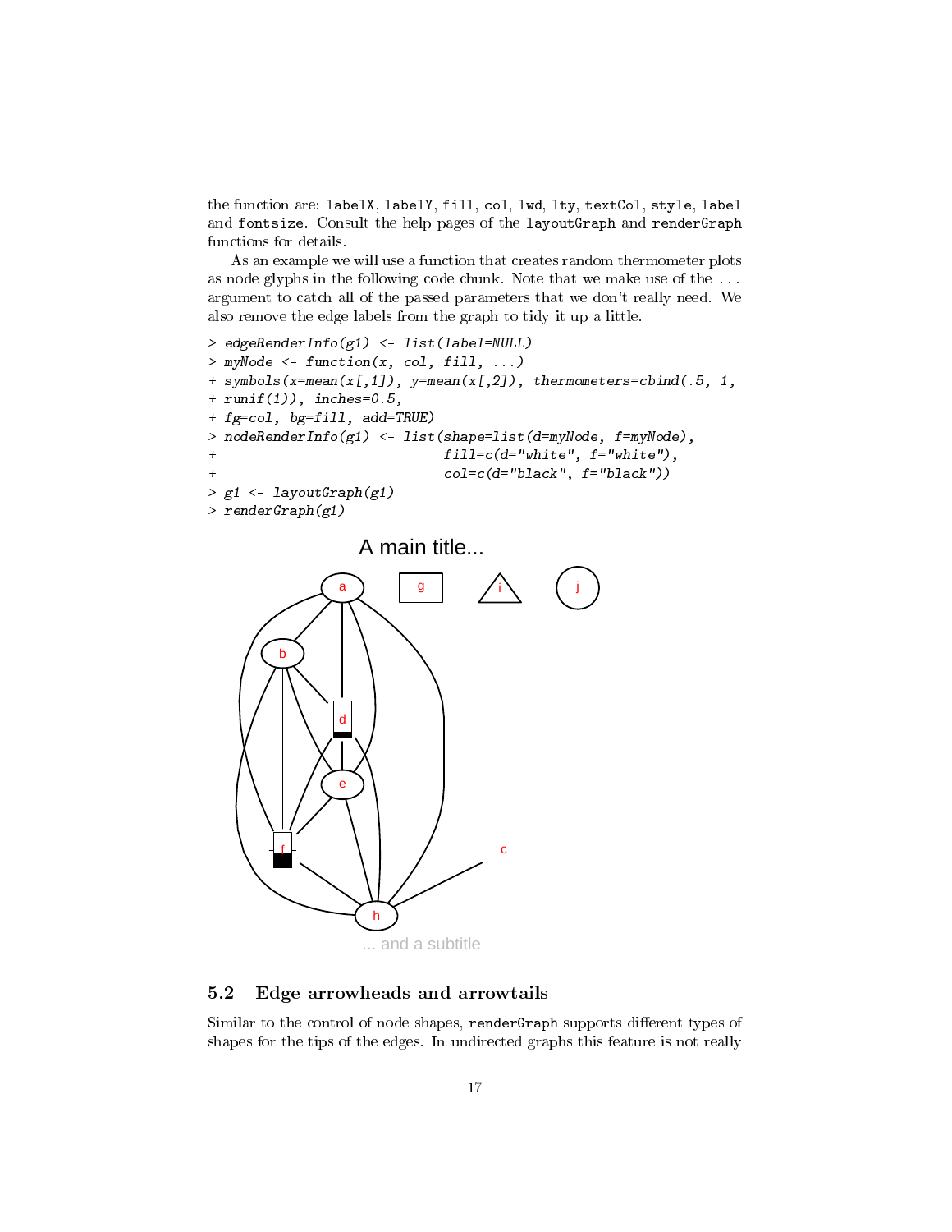the function are: `labelX`, `labelY`, `fill`, `col`, `lwd`, `lty`, `textCol`, `style`, `label` and `fontsize`. Consult the help pages of the `layoutGraph` and `renderGraph` functions for details.

As an example we will use a function that creates random thermometer plots as node glyphs in the following code chunk. Note that we make use of the ... argument to catch all of the passed parameters that we don't really need. We also remove the edge labels from the graph to tidy it up a little.

```
> edgeRenderInfo(g1) <- list(label=NULL)
> myNode <- function(x, col, fill, ...)
+ symbols(x=mean(x[,1]), y=mean(x[,2]), thermometers=cbind(.5, 1,
+ runif(1)), inches=0.5,
+ fg=col, bg=fill, add=TRUE)
> nodeRenderInfo(g1) <- list(shape=list(d=myNode, f=myNode),
+                            fill=c(d="white", f="white"),
+                            col=c(d="black", f="black"))
> g1 <- layoutGraph(g1)
> renderGraph(g1)
```

## 5.2 Edge arrowheads and arrowtails

Similar to the control of node shapes, `renderGraph` supports different types of shapes for the tips of the edges. In undirected graphs this feature is not really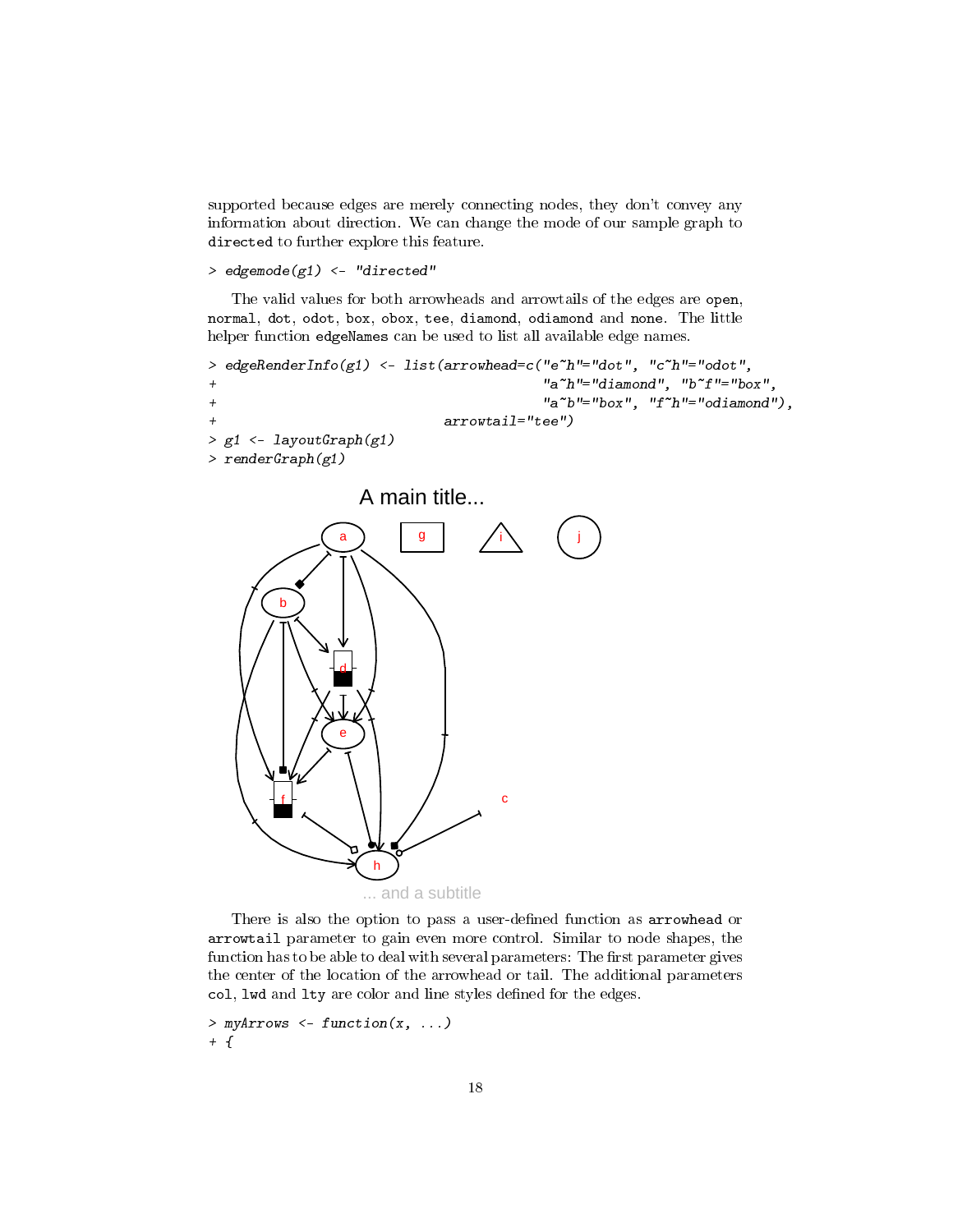supported because edges are merely connecting nodes, they don't convey any information about direction. We can change the mode of our sample graph to `directed` to further explore this feature.

```
> edgemode(g1) <- "directed"
```

The valid values for both arrowheads and arrowtails of the edges are `open`, `normal`, `dot`, `odot`, `box`, `obox`, `tee`, `diamond`, `odiamond` and `none`. The little helper function `edgeNames` can be used to list all available edge names.

```
> edgeRenderInfo(g1) <- list(arrowhead=c("e~h"="dot", "c~h"="odot",
+                                        "a~h"="diamond", "b~f"="box",
+                                        "a~b"="box", "f~h"="odiamond"),
+                             arrowtail="tee")
> g1 <- layoutGraph(g1)
> renderGraph(g1)
```

There is also the option to pass a user-defined function as `arrowhead` or `arrowtail` parameter to gain even more control. Similar to node shapes, the function has to be able to deal with several parameters: The first parameter gives the center of the location of the arrowhead or tail. The additional parameters `col`, `lwd` and `lty` are color and line styles defined for the edges.

```
> myArrows <- function(x, ...)
+ {
```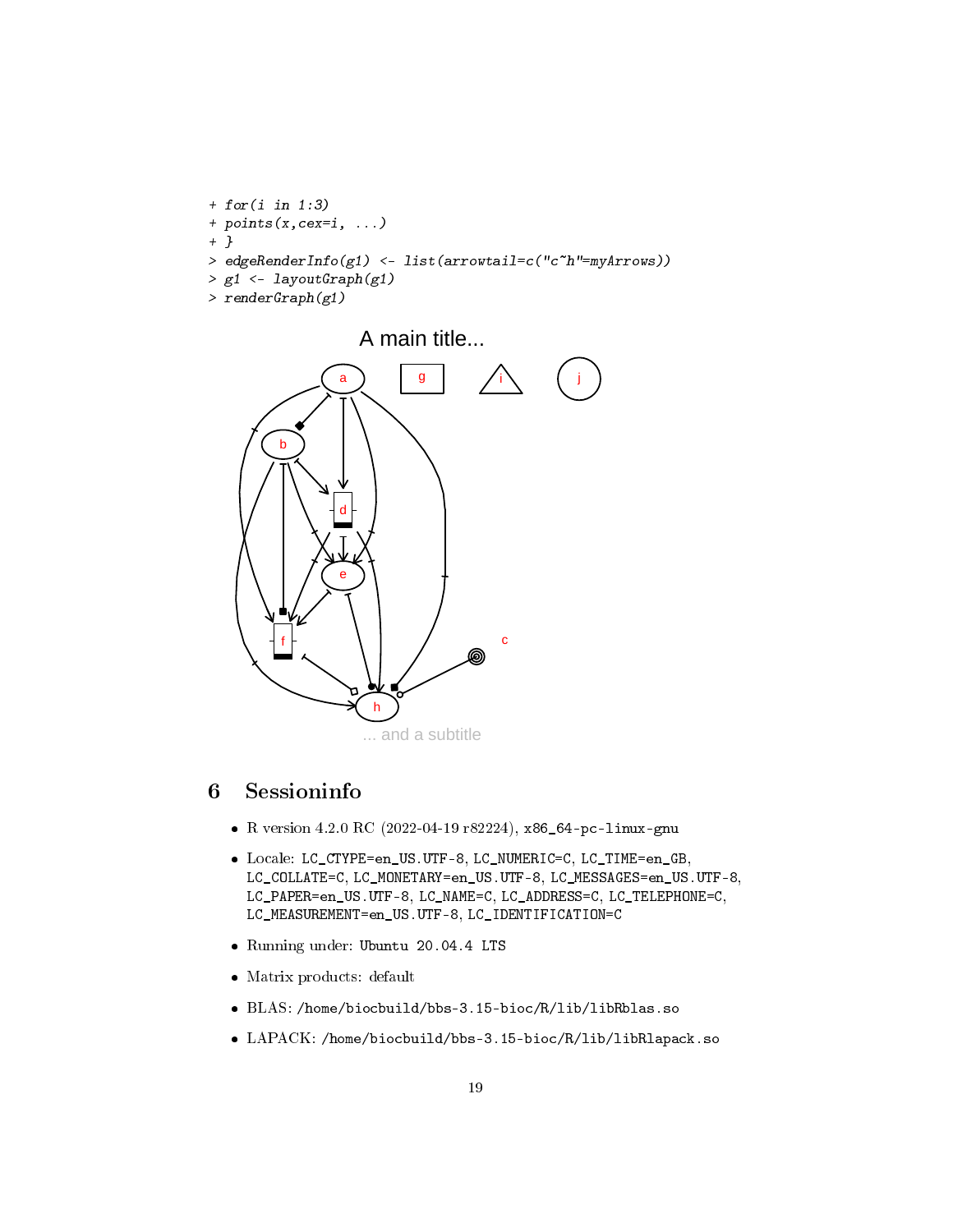```
+ for(i in 1:3)
+ points(x,cex=i, ...)
+ }
> edgeRenderInfo(g1) <- list(arrowtail=c("c~h"=myArrows))
> g1 <- layoutGraph(g1)
> renderGraph(g1)
```

## 6 Sessioninfo

- R version 4.2.0 RC (2022-04-19 r82224), `x86_64-pc-linux-gnu`
- Locale: `LC_CTYPE=en_US.UTF-8`, `LC_NUMERIC=C`, `LC_TIME=en_GB`, `LC_COLLATE=C`, `LC_MONETARY=en_US.UTF-8`, `LC_MESSAGES=en_US.UTF-8`, `LC_PAPER=en_US.UTF-8`, `LC_NAME=C`, `LC_ADDRESS=C`, `LC_TELEPHONE=C`, `LC_MEASUREMENT=en_US.UTF-8`, `LC_IDENTIFICATION=C`
- Running under: `Ubuntu 20.04.4 LTS`
- Matrix products: default
- BLAS: `/home/biocbuild/bbs-3.15-bioc/R/lib/libRblas.so`
- LAPACK: `/home/biocbuild/bbs-3.15-bioc/R/lib/libRlapack.so`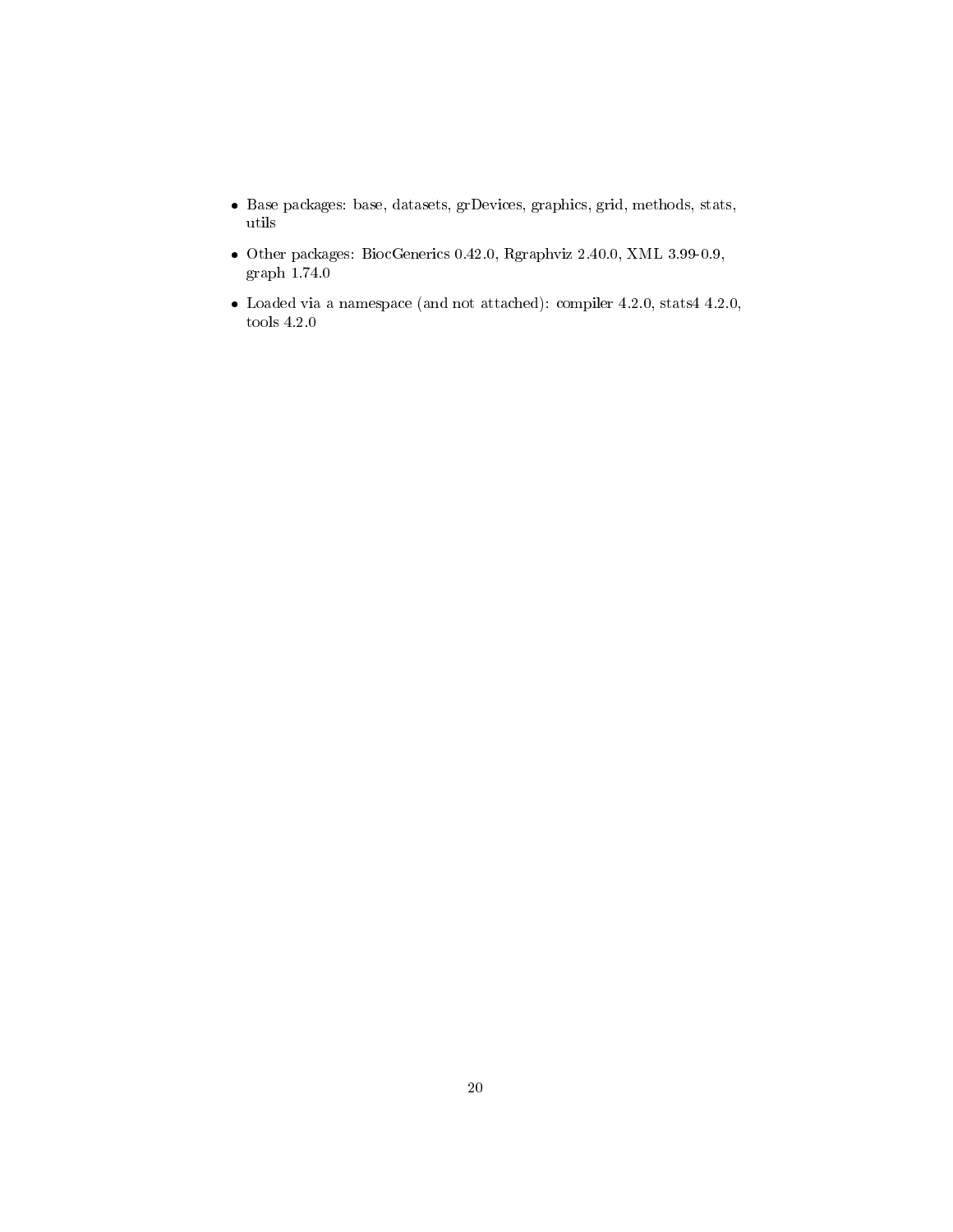- Base packages: base, datasets, grDevices, graphics, grid, methods, stats, utils
- Other packages: BiocGenerics 0.42.0, Rgraphviz 2.40.0, XML 3.99-0.9, graph 1.74.0
- Loaded via a namespace (and not attached): compiler 4.2.0, stats4 4.2.0, tools 4.2.0